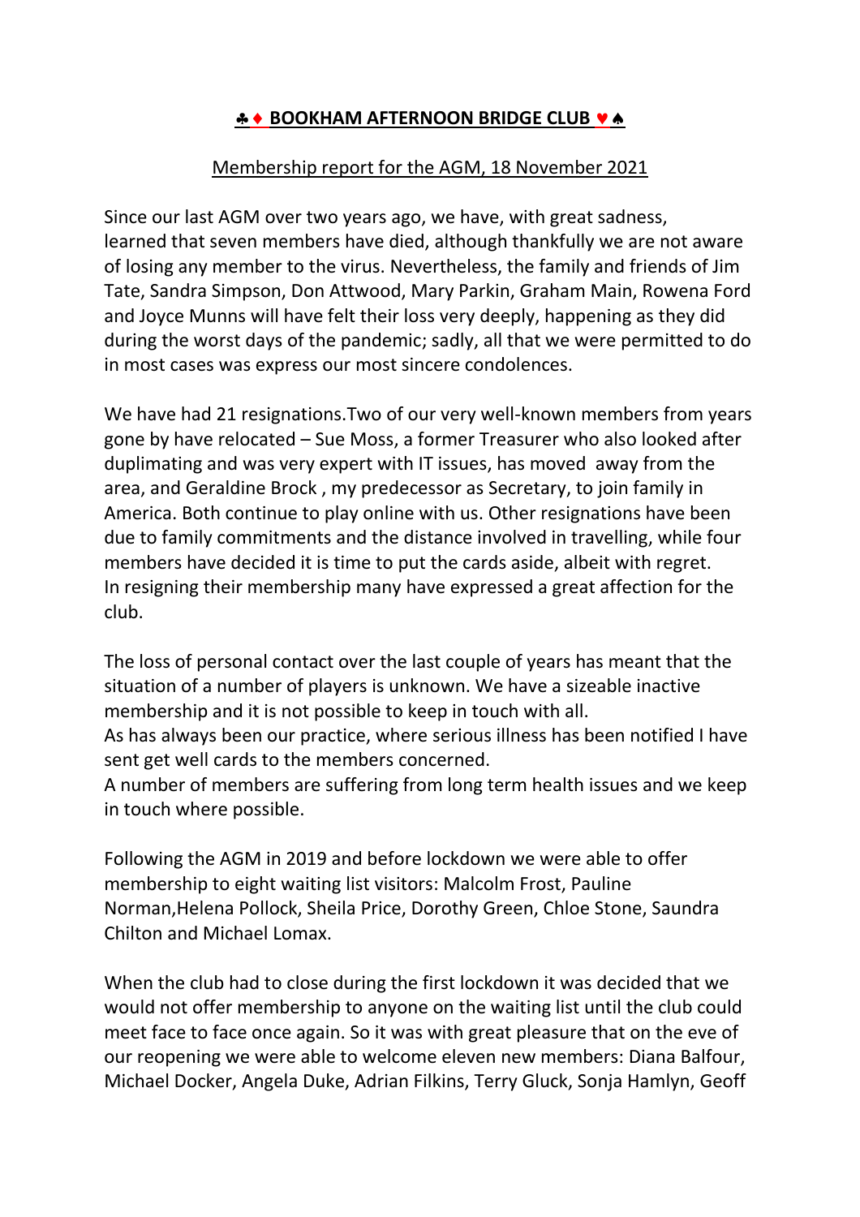# ♣♦ BOOKHAM AFTERNOON BRIDGE CLUB ♥♠

## Membership report for the AGM, 18 November 2021

Since our last AGM over two years ago, we have, with great sadness, learned that seven members have died, although thankfully we are not aware of losing any member to the virus. Nevertheless, the family and friends of Jim Tate, Sandra Simpson, Don Attwood, Mary Parkin, Graham Main, Rowena Ford and Joyce Munns will have felt their loss very deeply, happening as they did during the worst days of the pandemic; sadly, all that we were permitted to do in most cases was express our most sincere condolences.

We have had 21 resignations.Two of our very well-known members from years gone by have relocated – Sue Moss, a former Treasurer who also looked after duplimating and was very expert with IT issues, has moved away from the area, and Geraldine Brock , my predecessor as Secretary, to join family in America. Both continue to play online with us. Other resignations have been due to family commitments and the distance involved in travelling, while four members have decided it is time to put the cards aside, albeit with regret. In resigning their membership many have expressed a great affection for the club.

The loss of personal contact over the last couple of years has meant that the situation of a number of players is unknown. We have a sizeable inactive membership and it is not possible to keep in touch with all.
As has always been our practice, where serious illness has been notified I have sent get well cards to the members concerned.
A number of members are suffering from long term health issues and we keep in touch where possible.

Following the AGM in 2019 and before lockdown we were able to offer membership to eight waiting list visitors: Malcolm Frost, Pauline Norman,Helena Pollock, Sheila Price, Dorothy Green, Chloe Stone, Saundra Chilton and Michael Lomax.

When the club had to close during the first lockdown it was decided that we would not offer membership to anyone on the waiting list until the club could meet face to face once again. So it was with great pleasure that on the eve of our reopening we were able to welcome eleven new members: Diana Balfour, Michael Docker, Angela Duke, Adrian Filkins, Terry Gluck, Sonja Hamlyn, Geoff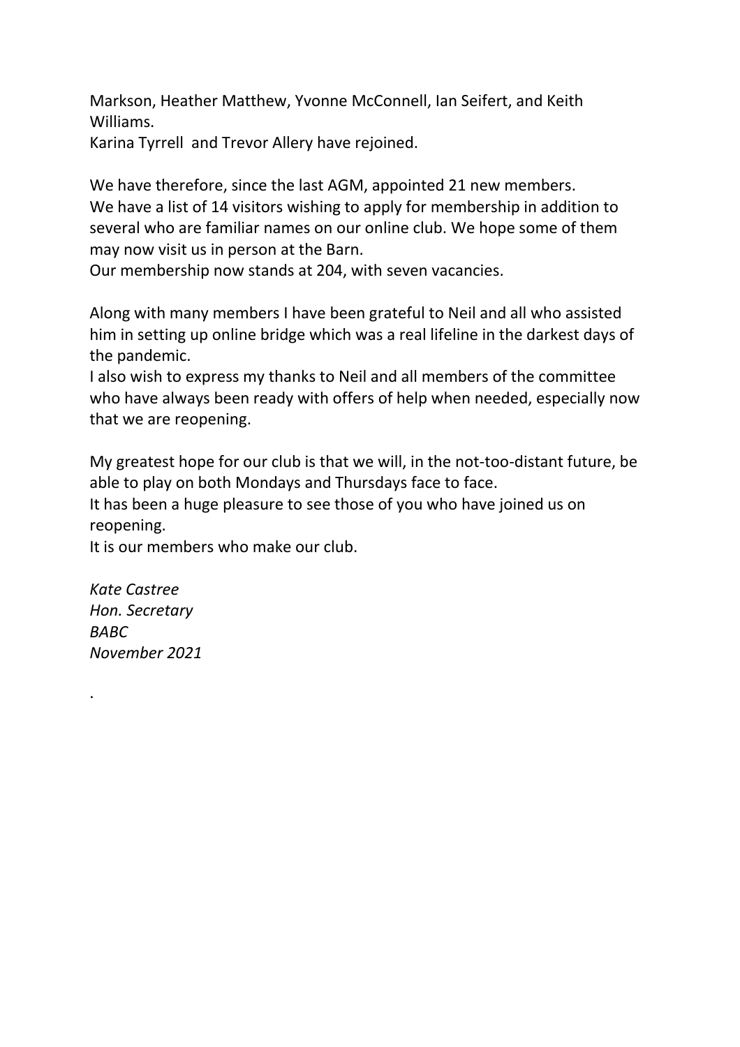Markson, Heather Matthew, Yvonne McConnell, Ian Seifert, and Keith Williams.
Karina Tyrrell and Trevor Allery have rejoined.

We have therefore, since the last AGM, appointed 21 new members.
We have a list of 14 visitors wishing to apply for membership in addition to several who are familiar names on our online club. We hope some of them may now visit us in person at the Barn.
Our membership now stands at 204, with seven vacancies.

Along with many members I have been grateful to Neil and all who assisted him in setting up online bridge which was a real lifeline in the darkest days of the pandemic.
I also wish to express my thanks to Neil and all members of the committee who have always been ready with offers of help when needed, especially now that we are reopening.

My greatest hope for our club is that we will, in the not-too-distant future, be able to play on both Mondays and Thursdays face to face.
It has been a huge pleasure to see those of you who have joined us on reopening.
It is our members who make our club.

*Kate Castree*
*Hon. Secretary*
*BABC*
*November 2021*

.